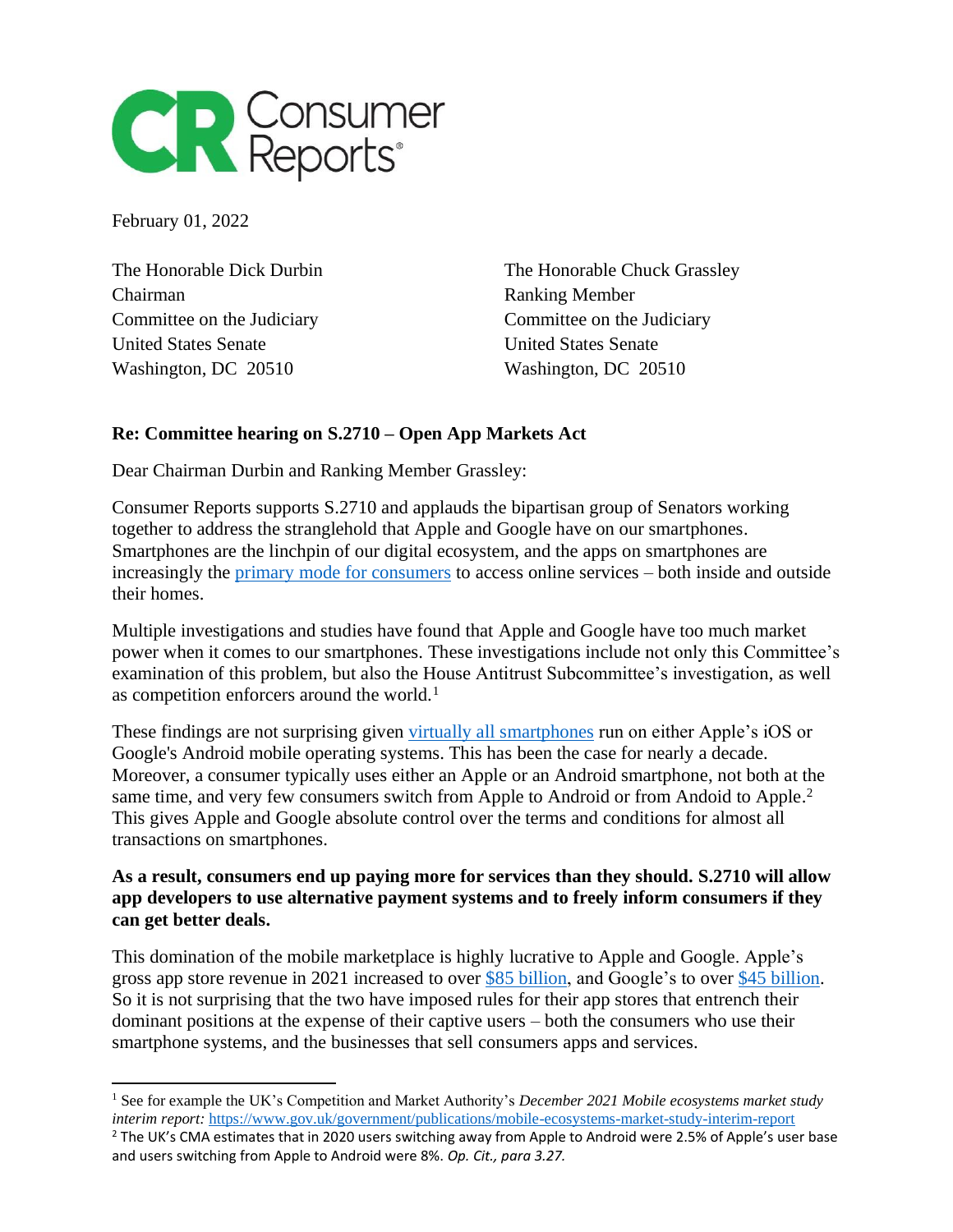Consumer Reports

February 01, 2022

The Honorable Dick Durbin
Chairman
Committee on the Judiciary
United States Senate
Washington, DC 20510

The Honorable Chuck Grassley
Ranking Member
Committee on the Judiciary
United States Senate
Washington, DC 20510

**Re: Committee hearing on S.2710 – Open App Markets Act**

Dear Chairman Durbin and Ranking Member Grassley:

Consumer Reports supports S.2710 and applauds the bipartisan group of Senators working together to address the stranglehold that Apple and Google have on our smartphones. Smartphones are the linchpin of our digital ecosystem, and the apps on smartphones are increasingly the [primary mode for consumers] to access online services – both inside and outside their homes.

Multiple investigations and studies have found that Apple and Google have too much market power when it comes to our smartphones. These investigations include not only this Committee's examination of this problem, but also the House Antitrust Subcommittee's investigation, as well as competition enforcers around the world.[1]

These findings are not surprising given [virtually all smartphones] run on either Apple's iOS or Google's Android mobile operating systems. This has been the case for nearly a decade. Moreover, a consumer typically uses either an Apple or an Android smartphone, not both at the same time, and very few consumers switch from Apple to Android or from Andoid to Apple.[2] This gives Apple and Google absolute control over the terms and conditions for almost all transactions on smartphones.

**As a result, consumers end up paying more for services than they should. S.2710 will allow app developers to use alternative payment systems and to freely inform consumers if they can get better deals.**

This domination of the mobile marketplace is highly lucrative to Apple and Google. Apple's gross app store revenue in 2021 increased to over [$85 billion], and Google's to over [$45 billion]. So it is not surprising that the two have imposed rules for their app stores that entrench their dominant positions at the expense of their captive users – both the consumers who use their smartphone systems, and the businesses that sell consumers apps and services.

---

[1] See for example the UK's Competition and Market Authority's *December 2021 Mobile ecosystems market study interim report:* https://www.gov.uk/government/publications/mobile-ecosystems-market-study-interim-report

[2] The UK's CMA estimates that in 2020 users switching away from Apple to Android were 2.5% of Apple's user base and users switching from Apple to Android were 8%. *Op. Cit., para 3.27.*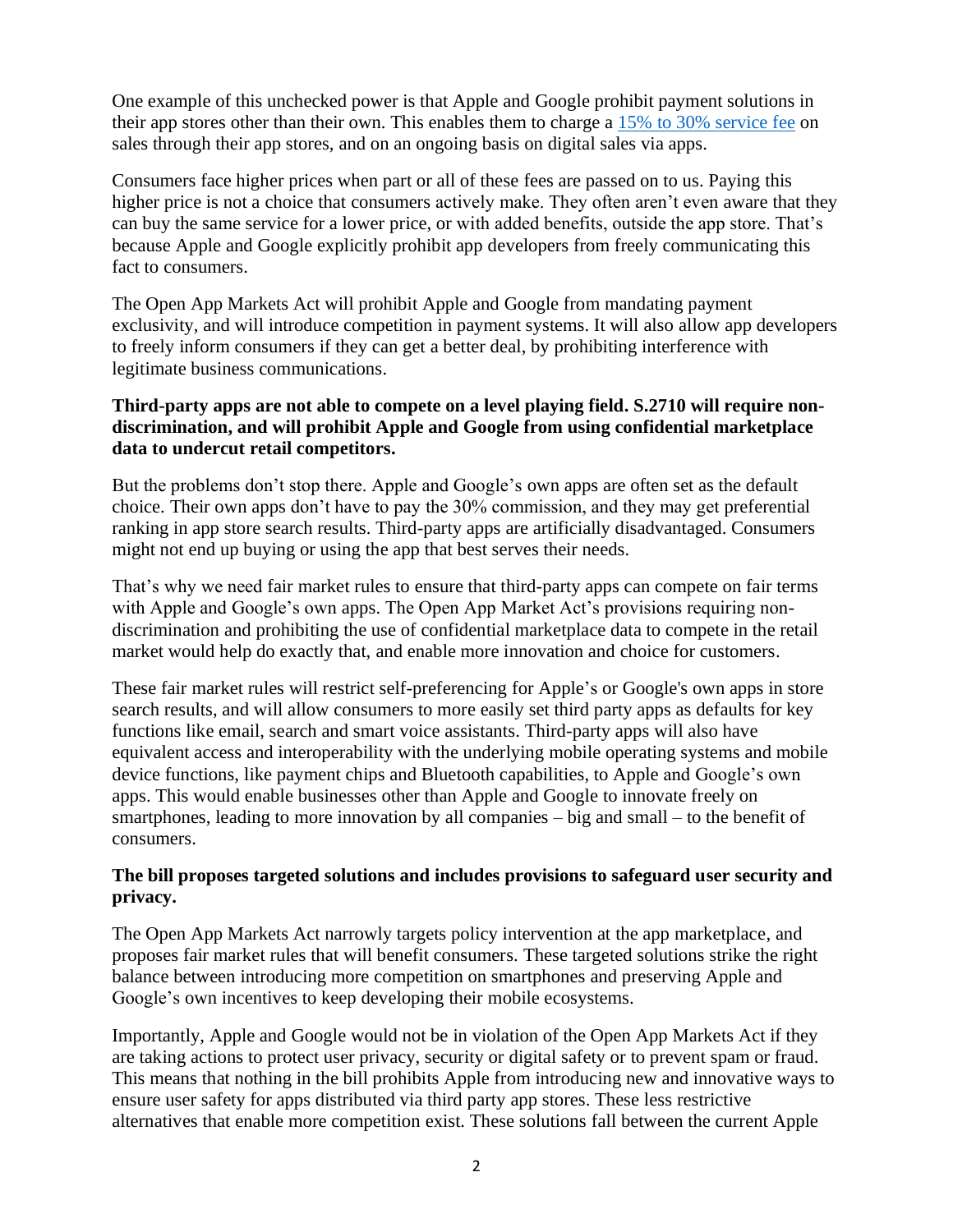One example of this unchecked power is that Apple and Google prohibit payment solutions in their app stores other than their own. This enables them to charge a [15% to 30% service fee](#) on sales through their app stores, and on an ongoing basis on digital sales via apps.

Consumers face higher prices when part or all of these fees are passed on to us. Paying this higher price is not a choice that consumers actively make. They often aren't even aware that they can buy the same service for a lower price, or with added benefits, outside the app store. That's because Apple and Google explicitly prohibit app developers from freely communicating this fact to consumers.

The Open App Markets Act will prohibit Apple and Google from mandating payment exclusivity, and will introduce competition in payment systems. It will also allow app developers to freely inform consumers if they can get a better deal, by prohibiting interference with legitimate business communications.

**Third-party apps are not able to compete on a level playing field. S.2710 will require non-discrimination, and will prohibit Apple and Google from using confidential marketplace data to undercut retail competitors.**

But the problems don't stop there. Apple and Google's own apps are often set as the default choice. Their own apps don't have to pay the 30% commission, and they may get preferential ranking in app store search results. Third-party apps are artificially disadvantaged. Consumers might not end up buying or using the app that best serves their needs.

That's why we need fair market rules to ensure that third-party apps can compete on fair terms with Apple and Google's own apps. The Open App Market Act's provisions requiring non-discrimination and prohibiting the use of confidential marketplace data to compete in the retail market would help do exactly that, and enable more innovation and choice for customers.

These fair market rules will restrict self-preferencing for Apple's or Google's own apps in store search results, and will allow consumers to more easily set third party apps as defaults for key functions like email, search and smart voice assistants. Third-party apps will also have equivalent access and interoperability with the underlying mobile operating systems and mobile device functions, like payment chips and Bluetooth capabilities, to Apple and Google's own apps. This would enable businesses other than Apple and Google to innovate freely on smartphones, leading to more innovation by all companies – big and small – to the benefit of consumers.

**The bill proposes targeted solutions and includes provisions to safeguard user security and privacy.**

The Open App Markets Act narrowly targets policy intervention at the app marketplace, and proposes fair market rules that will benefit consumers. These targeted solutions strike the right balance between introducing more competition on smartphones and preserving Apple and Google's own incentives to keep developing their mobile ecosystems.

Importantly, Apple and Google would not be in violation of the Open App Markets Act if they are taking actions to protect user privacy, security or digital safety or to prevent spam or fraud. This means that nothing in the bill prohibits Apple from introducing new and innovative ways to ensure user safety for apps distributed via third party app stores. These less restrictive alternatives that enable more competition exist. These solutions fall between the current Apple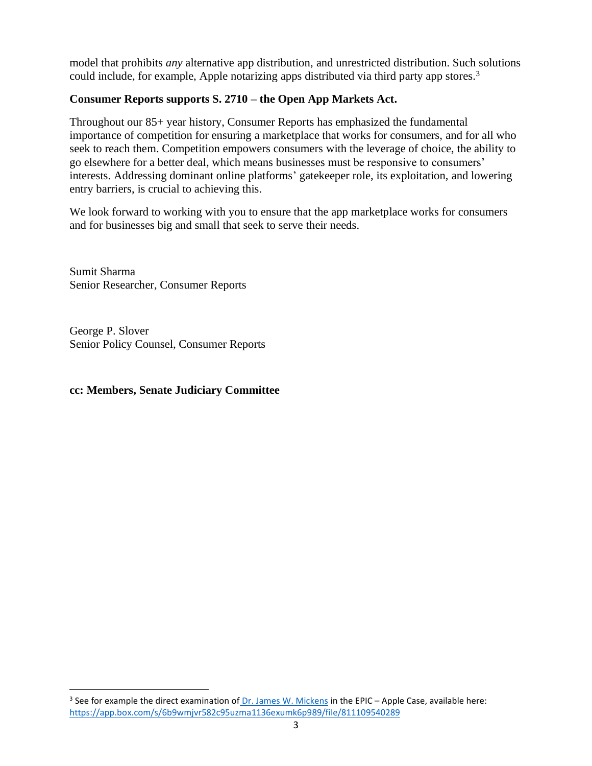model that prohibits *any* alternative app distribution, and unrestricted distribution. Such solutions could include, for example, Apple notarizing apps distributed via third party app stores.[3]

**Consumer Reports supports S. 2710 – the Open App Markets Act.**

Throughout our 85+ year history, Consumer Reports has emphasized the fundamental importance of competition for ensuring a marketplace that works for consumers, and for all who seek to reach them. Competition empowers consumers with the leverage of choice, the ability to go elsewhere for a better deal, which means businesses must be responsive to consumers' interests. Addressing dominant online platforms' gatekeeper role, its exploitation, and lowering entry barriers, is crucial to achieving this.

We look forward to working with you to ensure that the app marketplace works for consumers and for businesses big and small that seek to serve their needs.

Sumit Sharma
Senior Researcher, Consumer Reports

George P. Slover
Senior Policy Counsel, Consumer Reports

**cc: Members, Senate Judiciary Committee**

[3] See for example the direct examination of Dr. James W. Mickens in the EPIC – Apple Case, available here: https://app.box.com/s/6b9wmjvr582c95uzma1136exumk6p989/file/811109540289